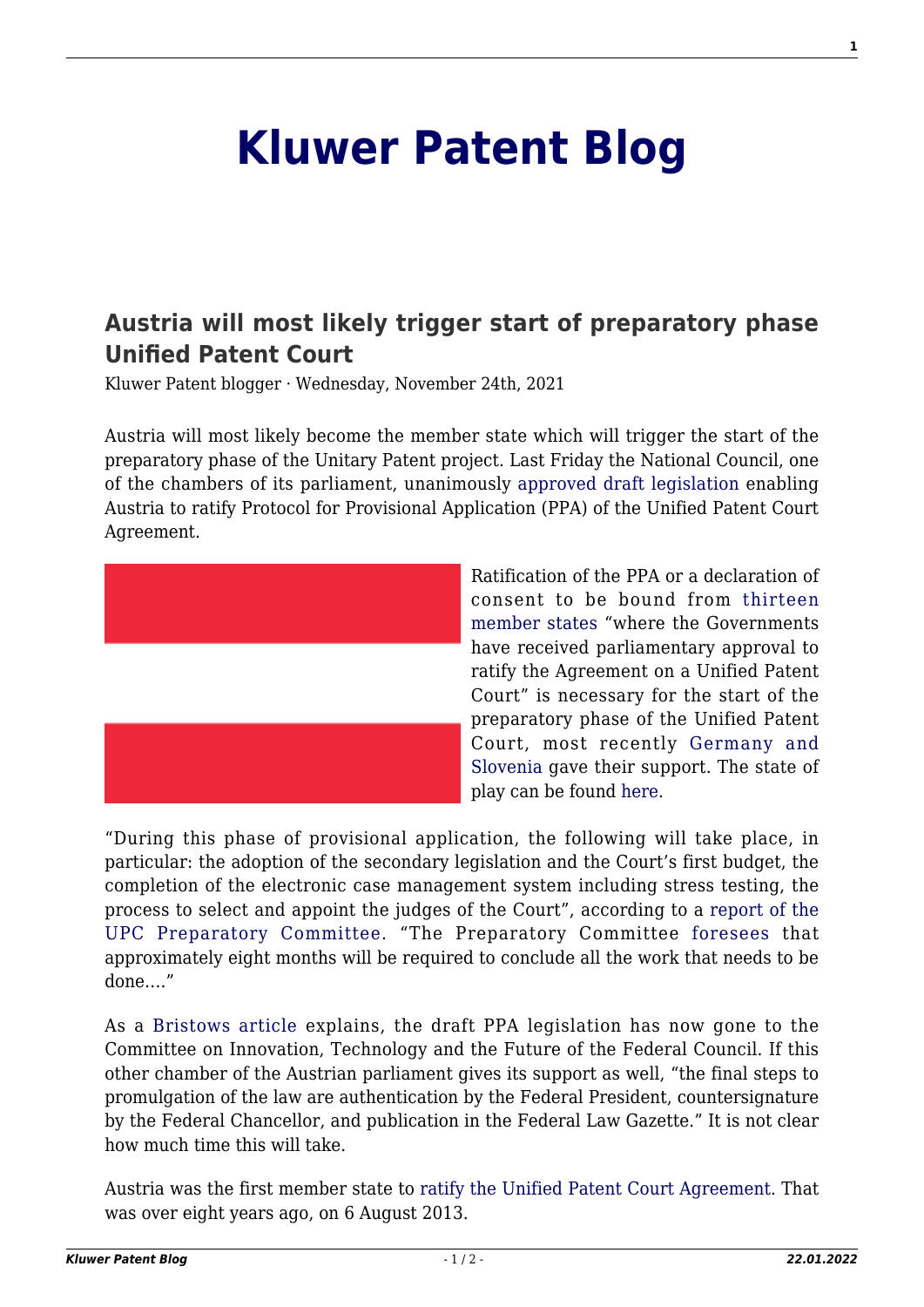# Kluwer Patent Blog

## Austria will most likely trigger start of preparatory phase Unified Patent Court

Kluwer Patent blogger · Wednesday, November 24th, 2021

Austria will most likely become the member state which will trigger the start of the preparatory phase of the Unitary Patent project. Last Friday the National Council, one of the chambers of its parliament, unanimously approved draft legislation enabling Austria to ratify Protocol for Provisional Application (PPA) of the Unified Patent Court Agreement.

Ratification of the PPA or a declaration of consent to be bound from thirteen member states "where the Governments have received parliamentary approval to ratify the Agreement on a Unified Patent Court" is necessary for the start of the preparatory phase of the Unified Patent Court, most recently Germany and Slovenia gave their support. The state of play can be found here.

"During this phase of provisional application, the following will take place, in particular: the adoption of the secondary legislation and the Court's first budget, the completion of the electronic case management system including stress testing, the process to select and appoint the judges of the Court", according to a report of the UPC Preparatory Committee. "The Preparatory Committee foresees that approximately eight months will be required to conclude all the work that needs to be done…."

As a Bristows article explains, the draft PPA legislation has now gone to the Committee on Innovation, Technology and the Future of the Federal Council. If this other chamber of the Austrian parliament gives its support as well, "the final steps to promulgation of the law are authentication by the Federal President, countersignature by the Federal Chancellor, and publication in the Federal Law Gazette." It is not clear how much time this will take.

Austria was the first member state to ratify the Unified Patent Court Agreement. That was over eight years ago, on 6 August 2013.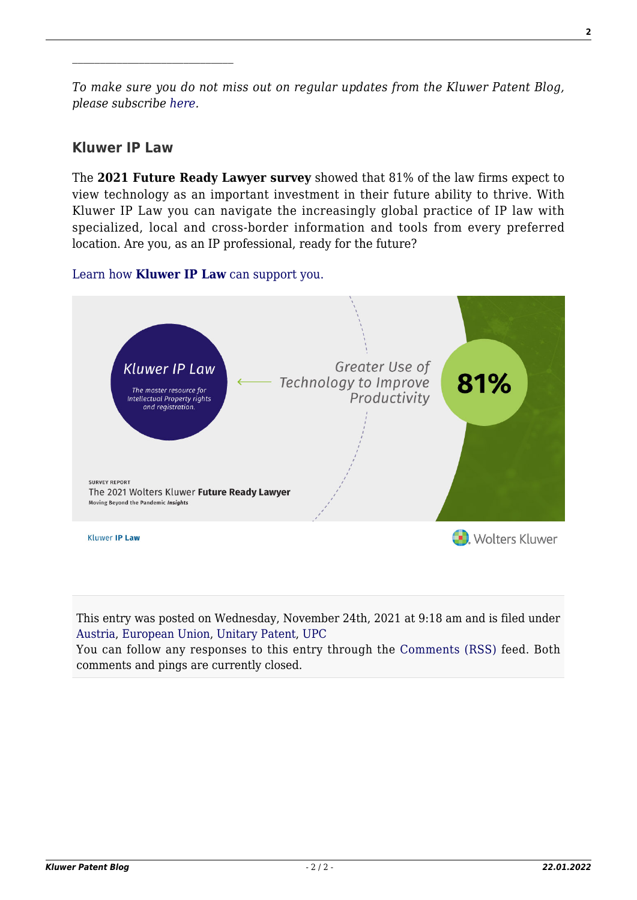---

*To make sure you do not miss out on regular updates from the Kluwer Patent Blog, please subscribe here.*

## Kluwer IP Law

The **2021 Future Ready Lawyer survey** showed that 81% of the law firms expect to view technology as an important investment in their future ability to thrive. With Kluwer IP Law you can navigate the increasingly global practice of IP law with specialized, local and cross-border information and tools from every preferred location. Are you, as an IP professional, ready for the future?

Learn how **Kluwer IP Law** can support you.

Kluwer IP Law

The master resource for Intellectual Property rights and registration.

Greater Use of Technology to Improve Productivity

81%

SURVEY REPORT

The 2021 Wolters Kluwer **Future Ready Lawyer**

Moving Beyond the Pandemic *Insights*

Kluwer **IP Law**

Wolters Kluwer

This entry was posted on Wednesday, November 24th, 2021 at 9:18 am and is filed under Austria, European Union, Unitary Patent, UPC

You can follow any responses to this entry through the Comments (RSS) feed. Both comments and pings are currently closed.